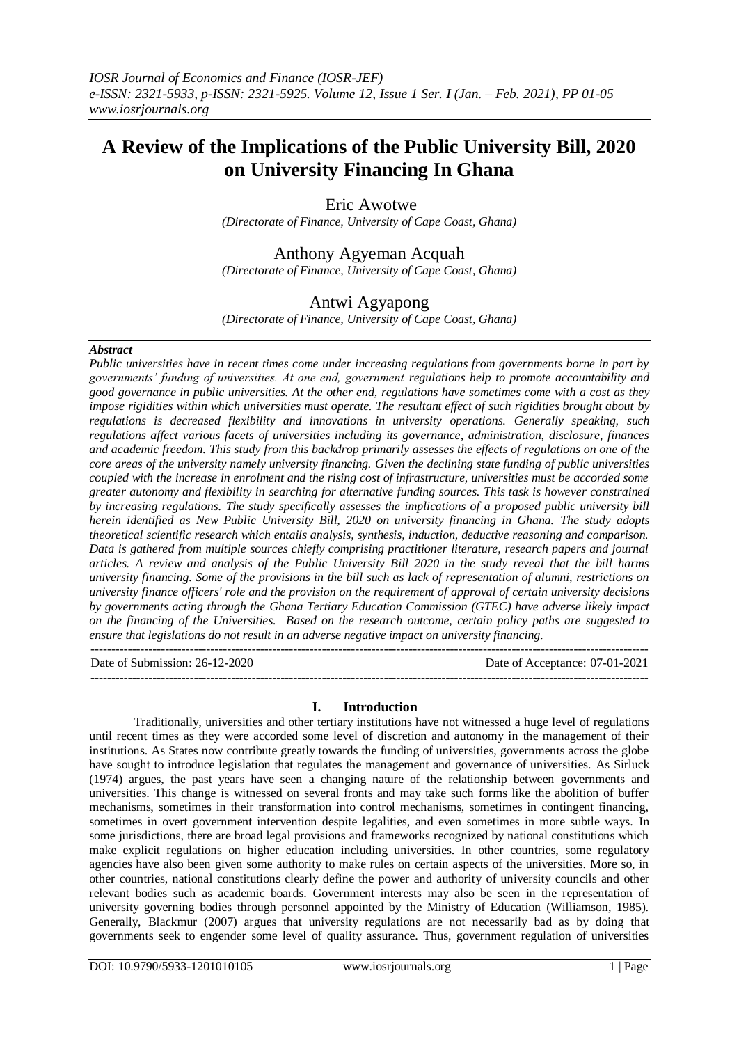# A Review of the Implications of the Public University Bill, 2020 on University Financing In Ghana

Eric Awotwe
*(Directorate of Finance, University of Cape Coast, Ghana)*

Anthony Agyeman Acquah
*(Directorate of Finance, University of Cape Coast, Ghana)*

Antwi Agyapong
*(Directorate of Finance, University of Cape Coast, Ghana)*

***Abstract***

*Public universities have in recent times come under increasing regulations from governments borne in part by governments' funding of universities. At one end, government regulations help to promote accountability and good governance in public universities. At the other end, regulations have sometimes come with a cost as they impose rigidities within which universities must operate. The resultant effect of such rigidities brought about by regulations is decreased flexibility and innovations in university operations. Generally speaking, such regulations affect various facets of universities including its governance, administration, disclosure, finances and academic freedom. This study from this backdrop primarily assesses the effects of regulations on one of the core areas of the university namely university financing. Given the declining state funding of public universities coupled with the increase in enrolment and the rising cost of infrastructure, universities must be accorded some greater autonomy and flexibility in searching for alternative funding sources. This task is however constrained by increasing regulations. The study specifically assesses the implications of a proposed public university bill herein identified as New Public University Bill, 2020 on university financing in Ghana. The study adopts theoretical scientific research which entails analysis, synthesis, induction, deductive reasoning and comparison. Data is gathered from multiple sources chiefly comprising practitioner literature, research papers and journal articles. A review and analysis of the Public University Bill 2020 in the study reveal that the bill harms university financing. Some of the provisions in the bill such as lack of representation of alumni, restrictions on university finance officers' role and the provision on the requirement of approval of certain university decisions by governments acting through the Ghana Tertiary Education Commission (GTEC) have adverse likely impact on the financing of the Universities. Based on the research outcome, certain policy paths are suggested to ensure that legislations do not result in an adverse negative impact on university financing.*

Date of Submission: 26-12-2020 | Date of Acceptance: 07-01-2021

## I. Introduction

Traditionally, universities and other tertiary institutions have not witnessed a huge level of regulations until recent times as they were accorded some level of discretion and autonomy in the management of their institutions. As States now contribute greatly towards the funding of universities, governments across the globe have sought to introduce legislation that regulates the management and governance of universities. As Sirluck (1974) argues, the past years have seen a changing nature of the relationship between governments and universities. This change is witnessed on several fronts and may take such forms like the abolition of buffer mechanisms, sometimes in their transformation into control mechanisms, sometimes in contingent financing, sometimes in overt government intervention despite legalities, and even sometimes in more subtle ways. In some jurisdictions, there are broad legal provisions and frameworks recognized by national constitutions which make explicit regulations on higher education including universities. In other countries, some regulatory agencies have also been given some authority to make rules on certain aspects of the universities. More so, in other countries, national constitutions clearly define the power and authority of university councils and other relevant bodies such as academic boards. Government interests may also be seen in the representation of university governing bodies through personnel appointed by the Ministry of Education (Williamson, 1985). Generally, Blackmur (2007) argues that university regulations are not necessarily bad as by doing that governments seek to engender some level of quality assurance. Thus, government regulation of universities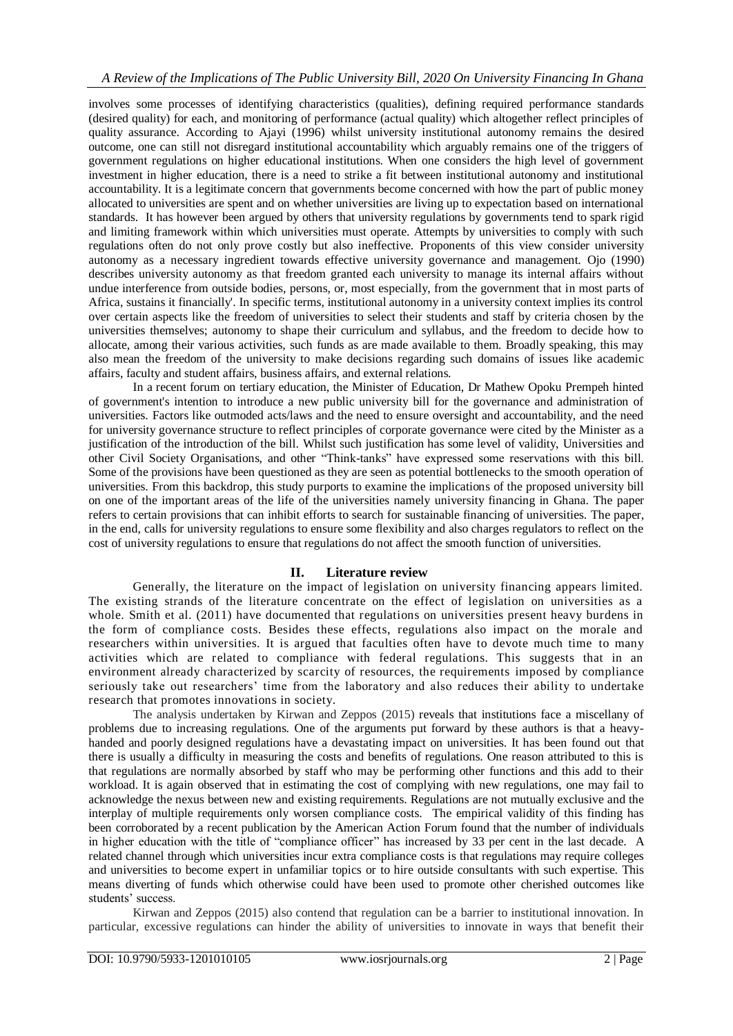involves some processes of identifying characteristics (qualities), defining required performance standards (desired quality) for each, and monitoring of performance (actual quality) which altogether reflect principles of quality assurance. According to Ajayi (1996) whilst university institutional autonomy remains the desired outcome, one can still not disregard institutional accountability which arguably remains one of the triggers of government regulations on higher educational institutions. When one considers the high level of government investment in higher education, there is a need to strike a fit between institutional autonomy and institutional accountability. It is a legitimate concern that governments become concerned with how the part of public money allocated to universities are spent and on whether universities are living up to expectation based on international standards. It has however been argued by others that university regulations by governments tend to spark rigid and limiting framework within which universities must operate. Attempts by universities to comply with such regulations often do not only prove costly but also ineffective. Proponents of this view consider university autonomy as a necessary ingredient towards effective university governance and management. Ojo (1990) describes university autonomy as that freedom granted each university to manage its internal affairs without undue interference from outside bodies, persons, or, most especially, from the government that in most parts of Africa, sustains it financially'. In specific terms, institutional autonomy in a university context implies its control over certain aspects like the freedom of universities to select their students and staff by criteria chosen by the universities themselves; autonomy to shape their curriculum and syllabus, and the freedom to decide how to allocate, among their various activities, such funds as are made available to them. Broadly speaking, this may also mean the freedom of the university to make decisions regarding such domains of issues like academic affairs, faculty and student affairs, business affairs, and external relations.

In a recent forum on tertiary education, the Minister of Education, Dr Mathew Opoku Prempeh hinted of government's intention to introduce a new public university bill for the governance and administration of universities. Factors like outmoded acts/laws and the need to ensure oversight and accountability, and the need for university governance structure to reflect principles of corporate governance were cited by the Minister as a justification of the introduction of the bill. Whilst such justification has some level of validity, Universities and other Civil Society Organisations, and other "Think-tanks" have expressed some reservations with this bill. Some of the provisions have been questioned as they are seen as potential bottlenecks to the smooth operation of universities. From this backdrop, this study purports to examine the implications of the proposed university bill on one of the important areas of the life of the universities namely university financing in Ghana. The paper refers to certain provisions that can inhibit efforts to search for sustainable financing of universities. The paper, in the end, calls for university regulations to ensure some flexibility and also charges regulators to reflect on the cost of university regulations to ensure that regulations do not affect the smooth function of universities.

## II. Literature review

Generally, the literature on the impact of legislation on university financing appears limited. The existing strands of the literature concentrate on the effect of legislation on universities as a whole. Smith et al. (2011) have documented that regulations on universities present heavy burdens in the form of compliance costs. Besides these effects, regulations also impact on the morale and researchers within universities. It is argued that faculties often have to devote much time to many activities which are related to compliance with federal regulations. This suggests that in an environment already characterized by scarcity of resources, the requirements imposed by compliance seriously take out researchers' time from the laboratory and also reduces their ability to undertake research that promotes innovations in society.

The analysis undertaken by Kirwan and Zeppos (2015) reveals that institutions face a miscellany of problems due to increasing regulations. One of the arguments put forward by these authors is that a heavy-handed and poorly designed regulations have a devastating impact on universities. It has been found out that there is usually a difficulty in measuring the costs and benefits of regulations. One reason attributed to this is that regulations are normally absorbed by staff who may be performing other functions and this add to their workload. It is again observed that in estimating the cost of complying with new regulations, one may fail to acknowledge the nexus between new and existing requirements. Regulations are not mutually exclusive and the interplay of multiple requirements only worsen compliance costs. The empirical validity of this finding has been corroborated by a recent publication by the American Action Forum found that the number of individuals in higher education with the title of "compliance officer" has increased by 33 per cent in the last decade. A related channel through which universities incur extra compliance costs is that regulations may require colleges and universities to become expert in unfamiliar topics or to hire outside consultants with such expertise. This means diverting of funds which otherwise could have been used to promote other cherished outcomes like students' success.

Kirwan and Zeppos (2015) also contend that regulation can be a barrier to institutional innovation. In particular, excessive regulations can hinder the ability of universities to innovate in ways that benefit their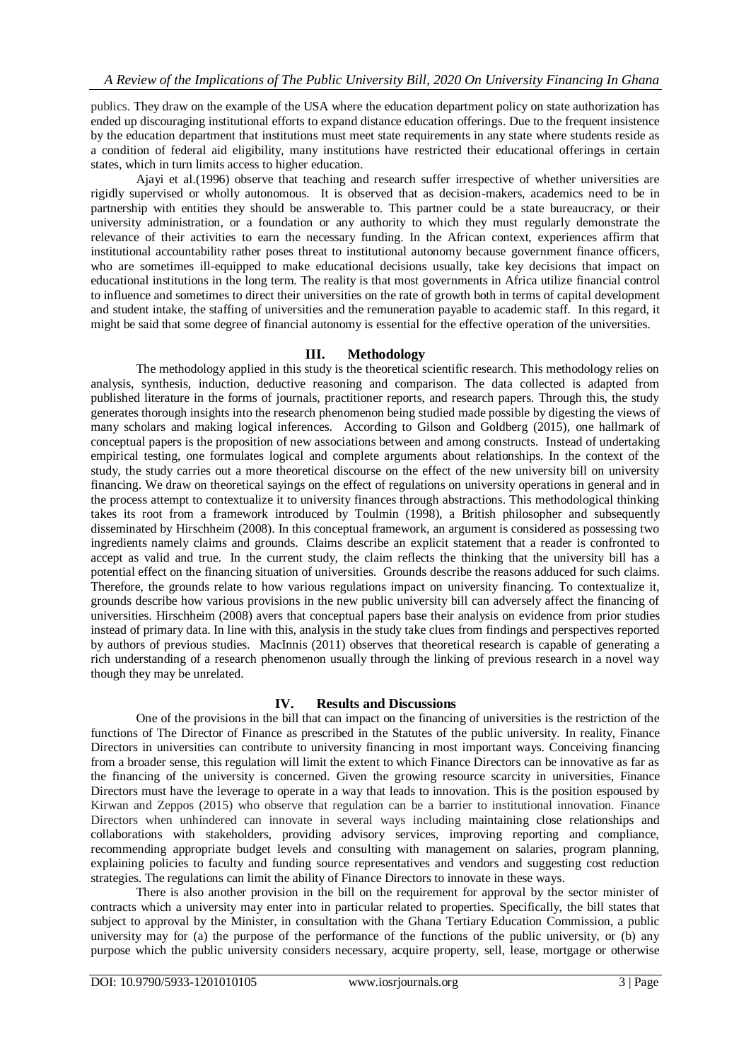publics. They draw on the example of the USA where the education department policy on state authorization has ended up discouraging institutional efforts to expand distance education offerings. Due to the frequent insistence by the education department that institutions must meet state requirements in any state where students reside as a condition of federal aid eligibility, many institutions have restricted their educational offerings in certain states, which in turn limits access to higher education.

Ajayi et al.(1996) observe that teaching and research suffer irrespective of whether universities are rigidly supervised or wholly autonomous. It is observed that as decision-makers, academics need to be in partnership with entities they should be answerable to. This partner could be a state bureaucracy, or their university administration, or a foundation or any authority to which they must regularly demonstrate the relevance of their activities to earn the necessary funding. In the African context, experiences affirm that institutional accountability rather poses threat to institutional autonomy because government finance officers, who are sometimes ill-equipped to make educational decisions usually, take key decisions that impact on educational institutions in the long term. The reality is that most governments in Africa utilize financial control to influence and sometimes to direct their universities on the rate of growth both in terms of capital development and student intake, the staffing of universities and the remuneration payable to academic staff. In this regard, it might be said that some degree of financial autonomy is essential for the effective operation of the universities.

## III. Methodology

The methodology applied in this study is the theoretical scientific research. This methodology relies on analysis, synthesis, induction, deductive reasoning and comparison. The data collected is adapted from published literature in the forms of journals, practitioner reports, and research papers. Through this, the study generates thorough insights into the research phenomenon being studied made possible by digesting the views of many scholars and making logical inferences. According to Gilson and Goldberg (2015), one hallmark of conceptual papers is the proposition of new associations between and among constructs. Instead of undertaking empirical testing, one formulates logical and complete arguments about relationships. In the context of the study, the study carries out a more theoretical discourse on the effect of the new university bill on university financing. We draw on theoretical sayings on the effect of regulations on university operations in general and in the process attempt to contextualize it to university finances through abstractions. This methodological thinking takes its root from a framework introduced by Toulmin (1998), a British philosopher and subsequently disseminated by Hirschheim (2008). In this conceptual framework, an argument is considered as possessing two ingredients namely claims and grounds. Claims describe an explicit statement that a reader is confronted to accept as valid and true. In the current study, the claim reflects the thinking that the university bill has a potential effect on the financing situation of universities. Grounds describe the reasons adduced for such claims. Therefore, the grounds relate to how various regulations impact on university financing. To contextualize it, grounds describe how various provisions in the new public university bill can adversely affect the financing of universities. Hirschheim (2008) avers that conceptual papers base their analysis on evidence from prior studies instead of primary data. In line with this, analysis in the study take clues from findings and perspectives reported by authors of previous studies. MacInnis (2011) observes that theoretical research is capable of generating a rich understanding of a research phenomenon usually through the linking of previous research in a novel way though they may be unrelated.

## IV. Results and Discussions

One of the provisions in the bill that can impact on the financing of universities is the restriction of the functions of The Director of Finance as prescribed in the Statutes of the public university. In reality, Finance Directors in universities can contribute to university financing in most important ways. Conceiving financing from a broader sense, this regulation will limit the extent to which Finance Directors can be innovative as far as the financing of the university is concerned. Given the growing resource scarcity in universities, Finance Directors must have the leverage to operate in a way that leads to innovation. This is the position espoused by Kirwan and Zeppos (2015) who observe that regulation can be a barrier to institutional innovation. Finance Directors when unhindered can innovate in several ways including maintaining close relationships and collaborations with stakeholders, providing advisory services, improving reporting and compliance, recommending appropriate budget levels and consulting with management on salaries, program planning, explaining policies to faculty and funding source representatives and vendors and suggesting cost reduction strategies. The regulations can limit the ability of Finance Directors to innovate in these ways.

There is also another provision in the bill on the requirement for approval by the sector minister of contracts which a university may enter into in particular related to properties. Specifically, the bill states that subject to approval by the Minister, in consultation with the Ghana Tertiary Education Commission, a public university may for (a) the purpose of the performance of the functions of the public university, or (b) any purpose which the public university considers necessary, acquire property, sell, lease, mortgage or otherwise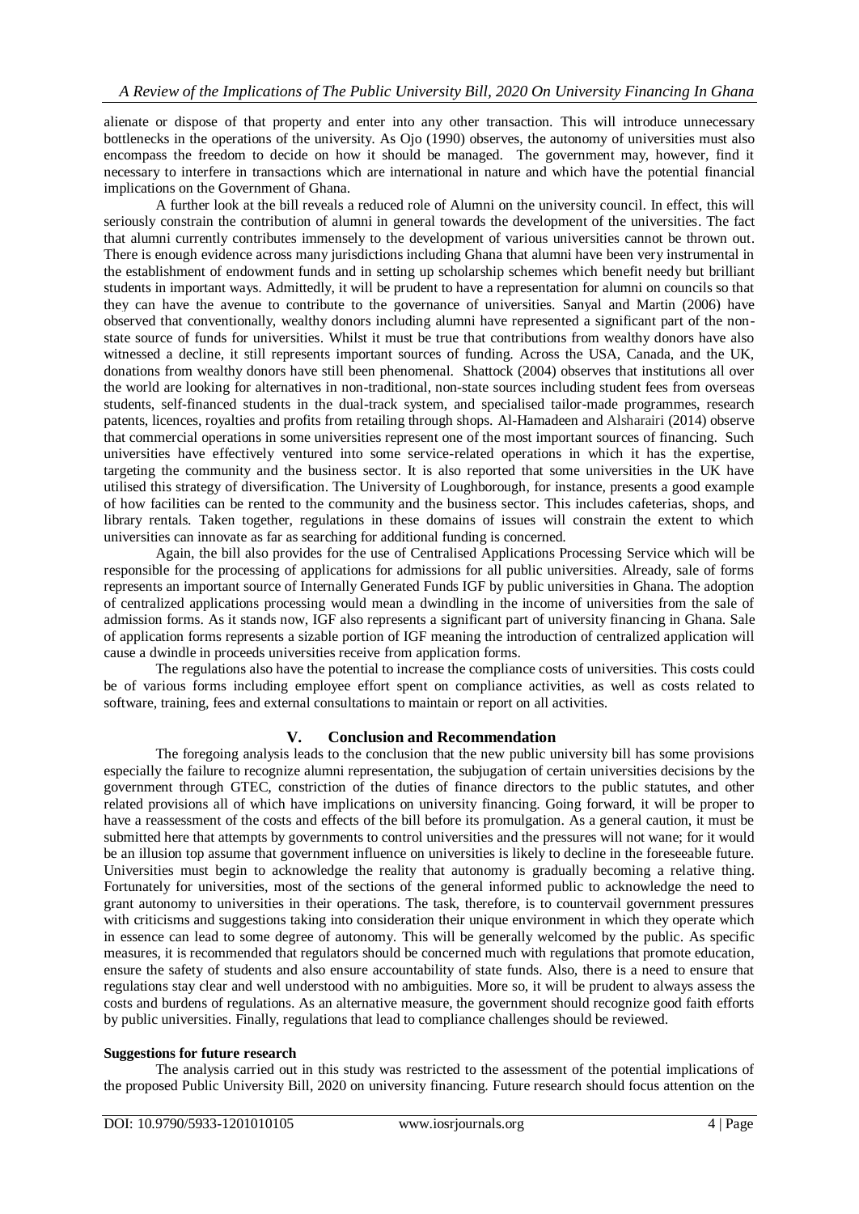alienate or dispose of that property and enter into any other transaction. This will introduce unnecessary bottlenecks in the operations of the university. As Ojo (1990) observes, the autonomy of universities must also encompass the freedom to decide on how it should be managed. The government may, however, find it necessary to interfere in transactions which are international in nature and which have the potential financial implications on the Government of Ghana.

A further look at the bill reveals a reduced role of Alumni on the university council. In effect, this will seriously constrain the contribution of alumni in general towards the development of the universities. The fact that alumni currently contributes immensely to the development of various universities cannot be thrown out. There is enough evidence across many jurisdictions including Ghana that alumni have been very instrumental in the establishment of endowment funds and in setting up scholarship schemes which benefit needy but brilliant students in important ways. Admittedly, it will be prudent to have a representation for alumni on councils so that they can have the avenue to contribute to the governance of universities. Sanyal and Martin (2006) have observed that conventionally, wealthy donors including alumni have represented a significant part of the non-state source of funds for universities. Whilst it must be true that contributions from wealthy donors have also witnessed a decline, it still represents important sources of funding. Across the USA, Canada, and the UK, donations from wealthy donors have still been phenomenal. Shattock (2004) observes that institutions all over the world are looking for alternatives in non-traditional, non-state sources including student fees from overseas students, self-financed students in the dual-track system, and specialised tailor-made programmes, research patents, licences, royalties and profits from retailing through shops. Al-Hamadeen and Alsharairi (2014) observe that commercial operations in some universities represent one of the most important sources of financing. Such universities have effectively ventured into some service-related operations in which it has the expertise, targeting the community and the business sector. It is also reported that some universities in the UK have utilised this strategy of diversification. The University of Loughborough, for instance, presents a good example of how facilities can be rented to the community and the business sector. This includes cafeterias, shops, and library rentals. Taken together, regulations in these domains of issues will constrain the extent to which universities can innovate as far as searching for additional funding is concerned.

Again, the bill also provides for the use of Centralised Applications Processing Service which will be responsible for the processing of applications for admissions for all public universities. Already, sale of forms represents an important source of Internally Generated Funds IGF by public universities in Ghana. The adoption of centralized applications processing would mean a dwindling in the income of universities from the sale of admission forms. As it stands now, IGF also represents a significant part of university financing in Ghana. Sale of application forms represents a sizable portion of IGF meaning the introduction of centralized application will cause a dwindle in proceeds universities receive from application forms.

The regulations also have the potential to increase the compliance costs of universities. This costs could be of various forms including employee effort spent on compliance activities, as well as costs related to software, training, fees and external consultations to maintain or report on all activities.

## V. Conclusion and Recommendation

The foregoing analysis leads to the conclusion that the new public university bill has some provisions especially the failure to recognize alumni representation, the subjugation of certain universities decisions by the government through GTEC, constriction of the duties of finance directors to the public statutes, and other related provisions all of which have implications on university financing. Going forward, it will be proper to have a reassessment of the costs and effects of the bill before its promulgation. As a general caution, it must be submitted here that attempts by governments to control universities and the pressures will not wane; for it would be an illusion top assume that government influence on universities is likely to decline in the foreseeable future. Universities must begin to acknowledge the reality that autonomy is gradually becoming a relative thing. Fortunately for universities, most of the sections of the general informed public to acknowledge the need to grant autonomy to universities in their operations. The task, therefore, is to countervail government pressures with criticisms and suggestions taking into consideration their unique environment in which they operate which in essence can lead to some degree of autonomy. This will be generally welcomed by the public. As specific measures, it is recommended that regulators should be concerned much with regulations that promote education, ensure the safety of students and also ensure accountability of state funds. Also, there is a need to ensure that regulations stay clear and well understood with no ambiguities. More so, it will be prudent to always assess the costs and burdens of regulations. As an alternative measure, the government should recognize good faith efforts by public universities. Finally, regulations that lead to compliance challenges should be reviewed.

**Suggestions for future research**

The analysis carried out in this study was restricted to the assessment of the potential implications of the proposed Public University Bill, 2020 on university financing. Future research should focus attention on the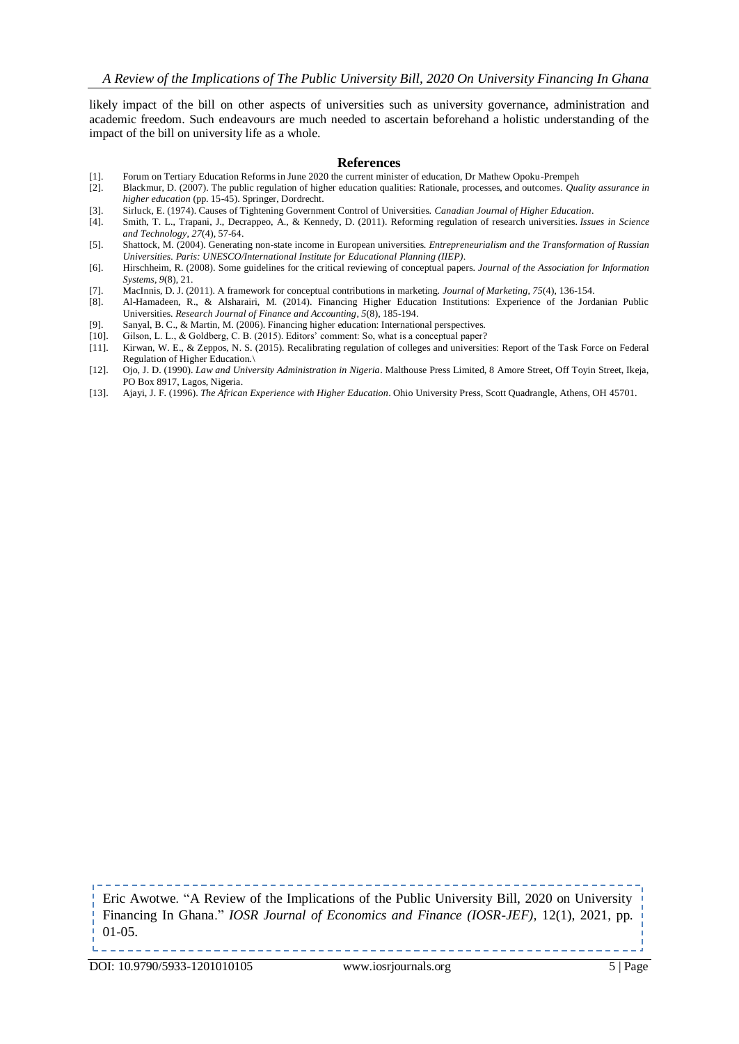likely impact of the bill on other aspects of universities such as university governance, administration and academic freedom. Such endeavours are much needed to ascertain beforehand a holistic understanding of the impact of the bill on university life as a whole.

## References

[1]. Forum on Tertiary Education Reforms in June 2020 the current minister of education, Dr Mathew Opoku-Prempeh

[2]. Blackmur, D. (2007). The public regulation of higher education qualities: Rationale, processes, and outcomes. *Quality assurance in higher education* (pp. 15-45). Springer, Dordrecht.

[3]. Sirluck, E. (1974). Causes of Tightening Government Control of Universities. *Canadian Journal of Higher Education*.

[4]. Smith, T. L., Trapani, J., Decrappeo, A., & Kennedy, D. (2011). Reforming regulation of research universities. *Issues in Science and Technology*, *27*(4), 57-64.

[5]. Shattock, M. (2004). Generating non-state income in European universities. *Entrepreneurialism and the Transformation of Russian Universities. Paris: UNESCO/International Institute for Educational Planning (IIEP)*.

[6]. Hirschheim, R. (2008). Some guidelines for the critical reviewing of conceptual papers. *Journal of the Association for Information Systems*, *9*(8), 21.

[7]. MacInnis, D. J. (2011). A framework for conceptual contributions in marketing. *Journal of Marketing*, *75*(4), 136-154.

[8]. Al-Hamadeen, R., & Alsharairi, M. (2014). Financing Higher Education Institutions: Experience of the Jordanian Public Universities. *Research Journal of Finance and Accounting*, *5*(8), 185-194.

[9]. Sanyal, B. C., & Martin, M. (2006). Financing higher education: International perspectives.

[10]. Gilson, L. L., & Goldberg, C. B. (2015). Editors' comment: So, what is a conceptual paper?

[11]. Kirwan, W. E., & Zeppos, N. S. (2015). Recalibrating regulation of colleges and universities: Report of the Task Force on Federal Regulation of Higher Education.\

[12]. Ojo, J. D. (1990). *Law and University Administration in Nigeria*. Malthouse Press Limited, 8 Amore Street, Off Toyin Street, Ikeja, PO Box 8917, Lagos, Nigeria.

[13]. Ajayi, J. F. (1996). *The African Experience with Higher Education*. Ohio University Press, Scott Quadrangle, Athens, OH 45701.

Eric Awotwe. "A Review of the Implications of the Public University Bill, 2020 on University Financing In Ghana." *IOSR Journal of Economics and Finance (IOSR-JEF)*, 12(1), 2021, pp. 01-05.